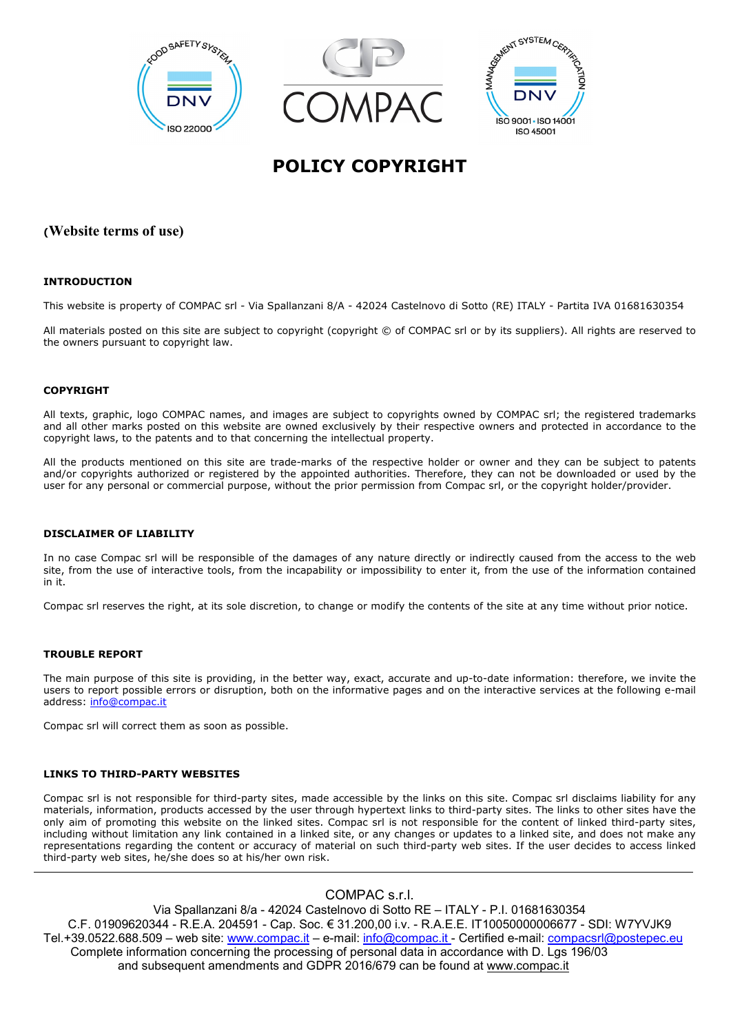# POLICY COPYRIGHT

## (Website terms of use)

### INTRODUCTION

This website is property of COMPAC srl - Via Spallanzani 8/A - 42024 Castelnovo di Sotto (RE) ITALY - Partita IVA 01681630354

All materials posted on this site are subject to copyright (copyright © of COMPAC srl or by its suppliers). All rights are reserved to the owners pursuant to copyright law.

### COPYRIGHT

All texts, graphic, logo COMPAC names, and images are subject to copyrights owned by COMPAC srl; the registered trademarks and all other marks posted on this website are owned exclusively by their respective owners and protected in accordance to the copyright laws, to the patents and to that concerning the intellectual property.

All the products mentioned on this site are trade-marks of the respective holder or owner and they can be subject to patents and/or copyrights authorized or registered by the appointed authorities. Therefore, they can not be downloaded or used by the user for any personal or commercial purpose, without the prior permission from Compac srl, or the copyright holder/provider.

### DISCLAIMER OF LIABILITY

In no case Compac srl will be responsible of the damages of any nature directly or indirectly caused from the access to the web site, from the use of interactive tools, from the incapability or impossibility to enter it, from the use of the information contained in it.

Compac srl reserves the right, at its sole discretion, to change or modify the contents of the site at any time without prior notice.

### TROUBLE REPORT

The main purpose of this site is providing, in the better way, exact, accurate and up-to-date information: therefore, we invite the users to report possible errors or disruption, both on the informative pages and on the interactive services at the following e-mail address: info@compac.it

Compac srl will correct them as soon as possible.

### LINKS TO THIRD-PARTY WEBSITES

Compac srl is not responsible for third-party sites, made accessible by the links on this site. Compac srl disclaims liability for any materials, information, products accessed by the user through hypertext links to third-party sites. The links to other sites have the only aim of promoting this website on the linked sites. Compac srl is not responsible for the content of linked third-party sites, including without limitation any link contained in a linked site, or any changes or updates to a linked site, and does not make any representations regarding the content or accuracy of material on such third-party web sites. If the user decides to access linked third-party web sites, he/she does so at his/her own risk.

---

COMPAC s.r.l.
Via Spallanzani 8/a - 42024 Castelnovo di Sotto RE – ITALY - P.I. 01681630354
C.F. 01909620344 - R.E.A. 204591 - Cap. Soc. € 31.200,00 i.v. - R.A.E.E. IT10050000006677 - SDI: W7YVJK9
Tel.+39.0522.688.509 – web site: www.compac.it – e-mail: info@compac.it - Certified e-mail: compacsrl@postepec.eu
Complete information concerning the processing of personal data in accordance with D. Lgs 196/03 and subsequent amendments and GDPR 2016/679 can be found at www.compac.it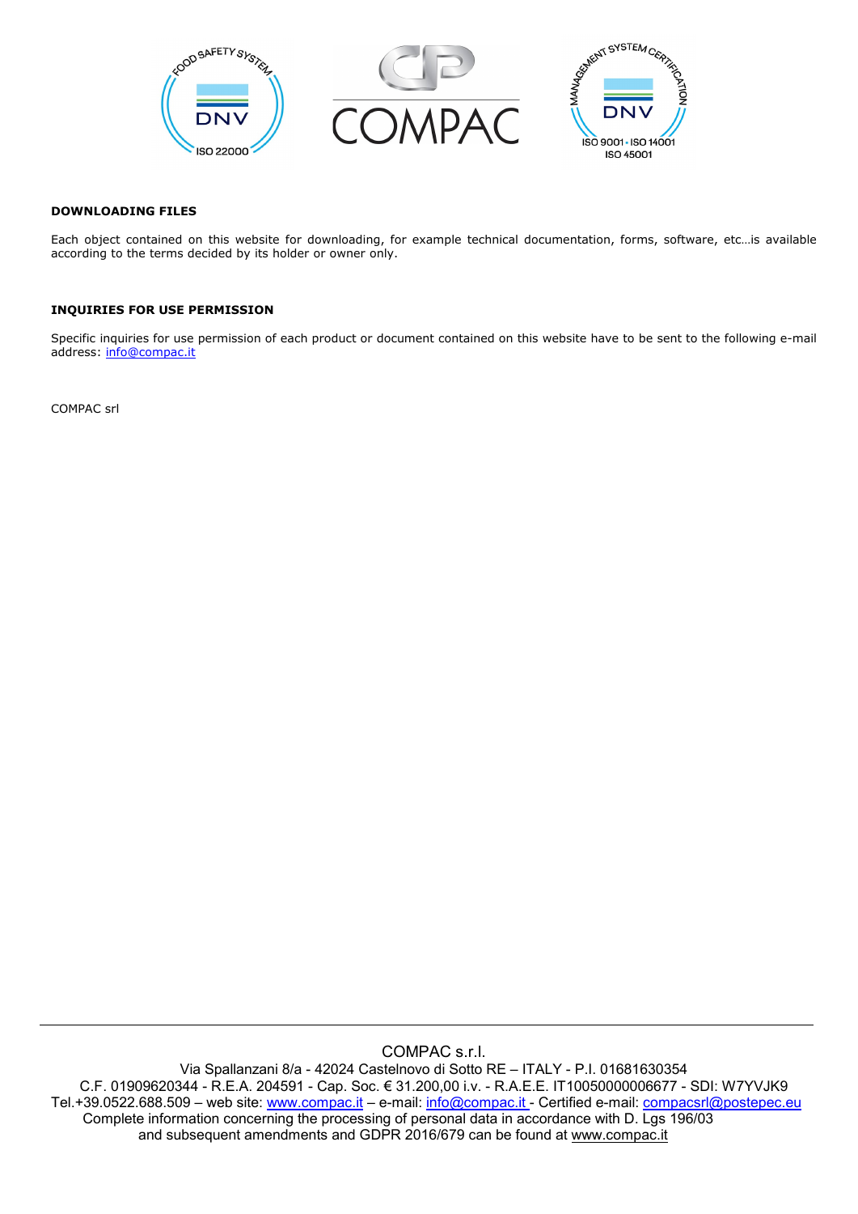**DOWNLOADING FILES**

Each object contained on this website for downloading, for example technical documentation, forms, software, etc…is available according to the terms decided by its holder or owner only.

**INQUIRIES FOR USE PERMISSION**

Specific inquiries for use permission of each product or document contained on this website have to be sent to the following e-mail address: info@compac.it

COMPAC srl

COMPAC s.r.l.
Via Spallanzani 8/a - 42024 Castelnovo di Sotto RE – ITALY - P.I. 01681630354
C.F. 01909620344 - R.E.A. 204591 - Cap. Soc. € 31.200,00 i.v. - R.A.E.E. IT10050000006677 - SDI: W7YVJK9
Tel.+39.0522.688.509 – web site: www.compac.it – e-mail: info@compac.it - Certified e-mail: compacsrl@postepec.eu
Complete information concerning the processing of personal data in accordance with D. Lgs 196/03 and subsequent amendments and GDPR 2016/679 can be found at www.compac.it